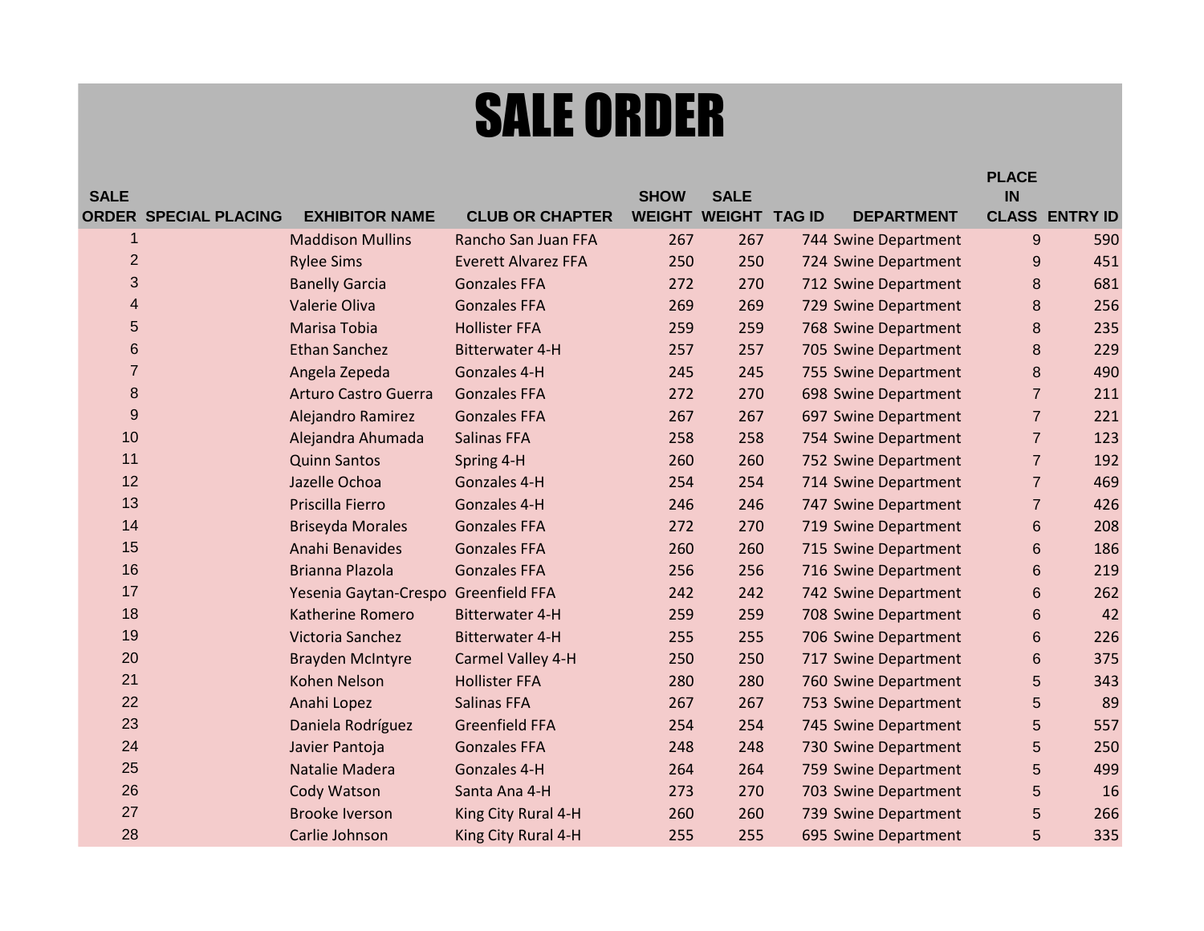# SALE ORDER

| SALE ORDER | SPECIAL PLACING | EXHIBITOR NAME | CLUB OR CHAPTER | SHOW WEIGHT | SALE WEIGHT | TAG ID | DEPARTMENT | PLACE IN CLASS | ENTRY ID |
|---|---|---|---|---|---|---|---|---|---|
| 1 | | Maddison Mullins | Rancho San Juan FFA | 267 | 267 | 744 | Swine Department | 9 | 590 |
| 2 | | Rylee Sims | Everett Alvarez FFA | 250 | 250 | 724 | Swine Department | 9 | 451 |
| 3 | | Banelly Garcia | Gonzales FFA | 272 | 270 | 712 | Swine Department | 8 | 681 |
| 4 | | Valerie Oliva | Gonzales FFA | 269 | 269 | 729 | Swine Department | 8 | 256 |
| 5 | | Marisa Tobia | Hollister FFA | 259 | 259 | 768 | Swine Department | 8 | 235 |
| 6 | | Ethan Sanchez | Bitterwater 4-H | 257 | 257 | 705 | Swine Department | 8 | 229 |
| 7 | | Angela Zepeda | Gonzales 4-H | 245 | 245 | 755 | Swine Department | 8 | 490 |
| 8 | | Arturo Castro Guerra | Gonzales FFA | 272 | 270 | 698 | Swine Department | 7 | 211 |
| 9 | | Alejandro Ramirez | Gonzales FFA | 267 | 267 | 697 | Swine Department | 7 | 221 |
| 10 | | Alejandra Ahumada | Salinas FFA | 258 | 258 | 754 | Swine Department | 7 | 123 |
| 11 | | Quinn Santos | Spring 4-H | 260 | 260 | 752 | Swine Department | 7 | 192 |
| 12 | | Jazelle Ochoa | Gonzales 4-H | 254 | 254 | 714 | Swine Department | 7 | 469 |
| 13 | | Priscilla Fierro | Gonzales 4-H | 246 | 246 | 747 | Swine Department | 7 | 426 |
| 14 | | Briseyda Morales | Gonzales FFA | 272 | 270 | 719 | Swine Department | 6 | 208 |
| 15 | | Anahi Benavides | Gonzales FFA | 260 | 260 | 715 | Swine Department | 6 | 186 |
| 16 | | Brianna Plazola | Gonzales FFA | 256 | 256 | 716 | Swine Department | 6 | 219 |
| 17 | | Yesenia Gaytan-Crespo | Greenfield FFA | 242 | 242 | 742 | Swine Department | 6 | 262 |
| 18 | | Katherine Romero | Bitterwater 4-H | 259 | 259 | 708 | Swine Department | 6 | 42 |
| 19 | | Victoria Sanchez | Bitterwater 4-H | 255 | 255 | 706 | Swine Department | 6 | 226 |
| 20 | | Brayden McIntyre | Carmel Valley 4-H | 250 | 250 | 717 | Swine Department | 6 | 375 |
| 21 | | Kohen Nelson | Hollister FFA | 280 | 280 | 760 | Swine Department | 5 | 343 |
| 22 | | Anahi Lopez | Salinas FFA | 267 | 267 | 753 | Swine Department | 5 | 89 |
| 23 | | Daniela Rodríguez | Greenfield FFA | 254 | 254 | 745 | Swine Department | 5 | 557 |
| 24 | | Javier Pantoja | Gonzales FFA | 248 | 248 | 730 | Swine Department | 5 | 250 |
| 25 | | Natalie Madera | Gonzales 4-H | 264 | 264 | 759 | Swine Department | 5 | 499 |
| 26 | | Cody Watson | Santa Ana 4-H | 273 | 270 | 703 | Swine Department | 5 | 16 |
| 27 | | Brooke Iverson | King City Rural 4-H | 260 | 260 | 739 | Swine Department | 5 | 266 |
| 28 | | Carlie Johnson | King City Rural 4-H | 255 | 255 | 695 | Swine Department | 5 | 335 |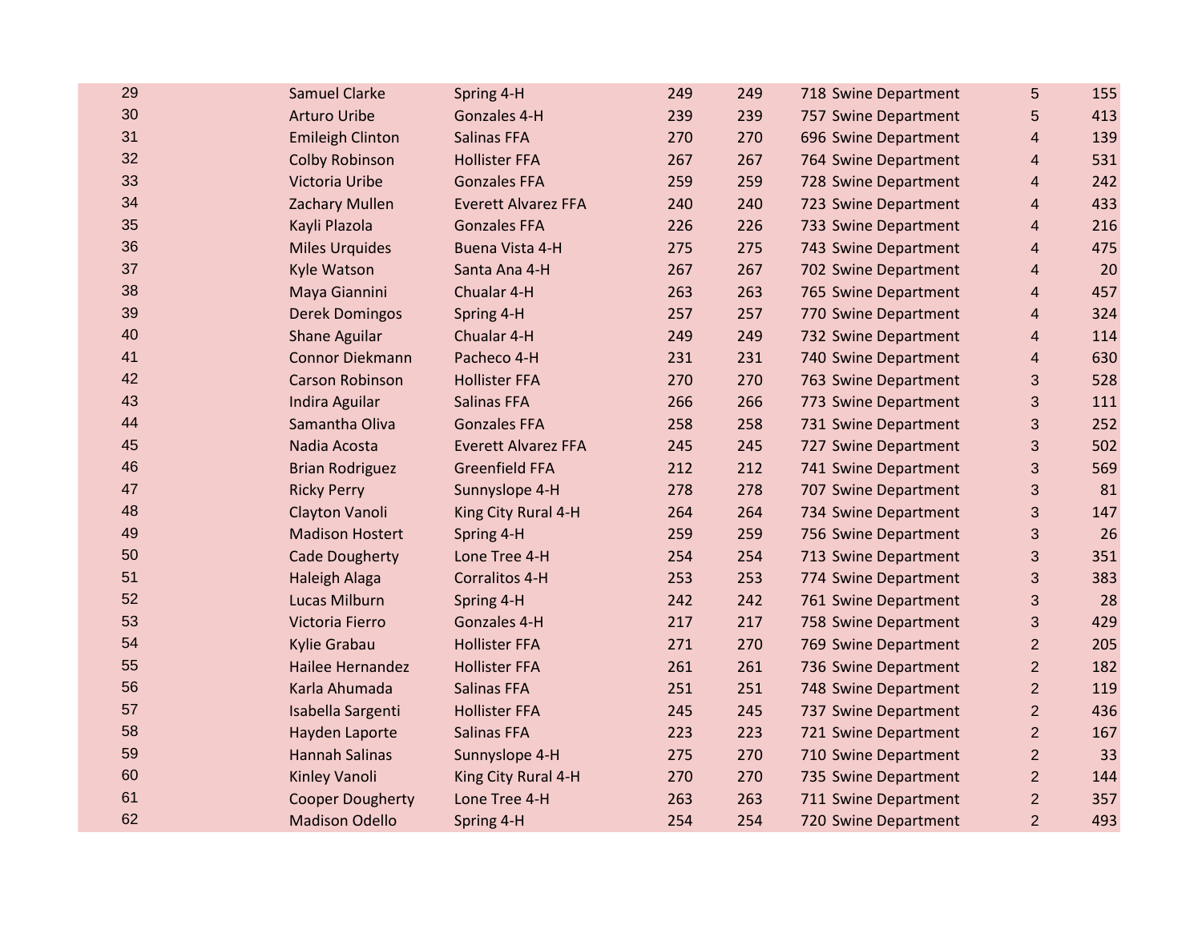| | | | | | | | | |
|---|---|---|---|---|---|---|---|---|
| 29 | Samuel Clarke | Spring 4-H | 249 | 249 | 718 | Swine Department | 5 | 155 |
| 30 | Arturo Uribe | Gonzales 4-H | 239 | 239 | 757 | Swine Department | 5 | 413 |
| 31 | Emileigh Clinton | Salinas FFA | 270 | 270 | 696 | Swine Department | 4 | 139 |
| 32 | Colby Robinson | Hollister FFA | 267 | 267 | 764 | Swine Department | 4 | 531 |
| 33 | Victoria Uribe | Gonzales FFA | 259 | 259 | 728 | Swine Department | 4 | 242 |
| 34 | Zachary Mullen | Everett Alvarez FFA | 240 | 240 | 723 | Swine Department | 4 | 433 |
| 35 | Kayli Plazola | Gonzales FFA | 226 | 226 | 733 | Swine Department | 4 | 216 |
| 36 | Miles Urquides | Buena Vista 4-H | 275 | 275 | 743 | Swine Department | 4 | 475 |
| 37 | Kyle Watson | Santa Ana 4-H | 267 | 267 | 702 | Swine Department | 4 | 20 |
| 38 | Maya Giannini | Chualar 4-H | 263 | 263 | 765 | Swine Department | 4 | 457 |
| 39 | Derek Domingos | Spring 4-H | 257 | 257 | 770 | Swine Department | 4 | 324 |
| 40 | Shane Aguilar | Chualar 4-H | 249 | 249 | 732 | Swine Department | 4 | 114 |
| 41 | Connor Diekmann | Pacheco 4-H | 231 | 231 | 740 | Swine Department | 4 | 630 |
| 42 | Carson Robinson | Hollister FFA | 270 | 270 | 763 | Swine Department | 3 | 528 |
| 43 | Indira Aguilar | Salinas FFA | 266 | 266 | 773 | Swine Department | 3 | 111 |
| 44 | Samantha Oliva | Gonzales FFA | 258 | 258 | 731 | Swine Department | 3 | 252 |
| 45 | Nadia Acosta | Everett Alvarez FFA | 245 | 245 | 727 | Swine Department | 3 | 502 |
| 46 | Brian Rodriguez | Greenfield FFA | 212 | 212 | 741 | Swine Department | 3 | 569 |
| 47 | Ricky Perry | Sunnyslope 4-H | 278 | 278 | 707 | Swine Department | 3 | 81 |
| 48 | Clayton Vanoli | King City Rural 4-H | 264 | 264 | 734 | Swine Department | 3 | 147 |
| 49 | Madison Hostert | Spring 4-H | 259 | 259 | 756 | Swine Department | 3 | 26 |
| 50 | Cade Dougherty | Lone Tree 4-H | 254 | 254 | 713 | Swine Department | 3 | 351 |
| 51 | Haleigh Alaga | Corralitos 4-H | 253 | 253 | 774 | Swine Department | 3 | 383 |
| 52 | Lucas Milburn | Spring 4-H | 242 | 242 | 761 | Swine Department | 3 | 28 |
| 53 | Victoria Fierro | Gonzales 4-H | 217 | 217 | 758 | Swine Department | 3 | 429 |
| 54 | Kylie Grabau | Hollister FFA | 271 | 270 | 769 | Swine Department | 2 | 205 |
| 55 | Hailee Hernandez | Hollister FFA | 261 | 261 | 736 | Swine Department | 2 | 182 |
| 56 | Karla Ahumada | Salinas FFA | 251 | 251 | 748 | Swine Department | 2 | 119 |
| 57 | Isabella Sargenti | Hollister FFA | 245 | 245 | 737 | Swine Department | 2 | 436 |
| 58 | Hayden Laporte | Salinas FFA | 223 | 223 | 721 | Swine Department | 2 | 167 |
| 59 | Hannah Salinas | Sunnyslope 4-H | 275 | 270 | 710 | Swine Department | 2 | 33 |
| 60 | Kinley Vanoli | King City Rural 4-H | 270 | 270 | 735 | Swine Department | 2 | 144 |
| 61 | Cooper Dougherty | Lone Tree 4-H | 263 | 263 | 711 | Swine Department | 2 | 357 |
| 62 | Madison Odello | Spring 4-H | 254 | 254 | 720 | Swine Department | 2 | 493 |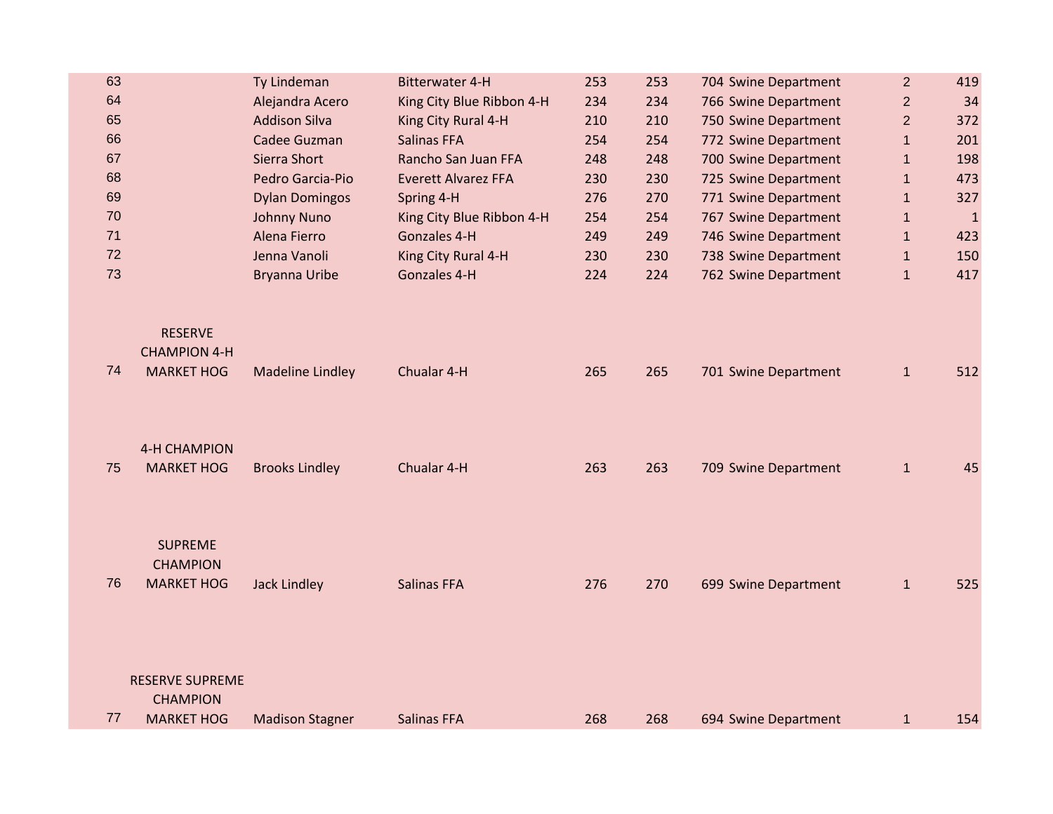| | | | | | | | | | |
|---|---|---|---|---|---|---|---|---|---|
| 63 | | Ty Lindeman | Bitterwater 4-H | 253 | 253 | 704 | Swine Department | 2 | 419 |
| 64 | | Alejandra Acero | King City Blue Ribbon 4-H | 234 | 234 | 766 | Swine Department | 2 | 34 |
| 65 | | Addison Silva | King City Rural 4-H | 210 | 210 | 750 | Swine Department | 2 | 372 |
| 66 | | Cadee Guzman | Salinas FFA | 254 | 254 | 772 | Swine Department | 1 | 201 |
| 67 | | Sierra Short | Rancho San Juan FFA | 248 | 248 | 700 | Swine Department | 1 | 198 |
| 68 | | Pedro Garcia-Pio | Everett Alvarez FFA | 230 | 230 | 725 | Swine Department | 1 | 473 |
| 69 | | Dylan Domingos | Spring 4-H | 276 | 270 | 771 | Swine Department | 1 | 327 |
| 70 | | Johnny Nuno | King City Blue Ribbon 4-H | 254 | 254 | 767 | Swine Department | 1 | 1 |
| 71 | | Alena Fierro | Gonzales 4-H | 249 | 249 | 746 | Swine Department | 1 | 423 |
| 72 | | Jenna Vanoli | King City Rural 4-H | 230 | 230 | 738 | Swine Department | 1 | 150 |
| 73 | | Bryanna Uribe | Gonzales 4-H | 224 | 224 | 762 | Swine Department | 1 | 417 |
| 74 | RESERVE CHAMPION 4-H MARKET HOG | Madeline Lindley | Chualar 4-H | 265 | 265 | 701 | Swine Department | 1 | 512 |
| 75 | 4-H CHAMPION MARKET HOG | Brooks Lindley | Chualar 4-H | 263 | 263 | 709 | Swine Department | 1 | 45 |
| 76 | SUPREME CHAMPION MARKET HOG | Jack Lindley | Salinas FFA | 276 | 270 | 699 | Swine Department | 1 | 525 |
| 77 | RESERVE SUPREME CHAMPION MARKET HOG | Madison Stagner | Salinas FFA | 268 | 268 | 694 | Swine Department | 1 | 154 |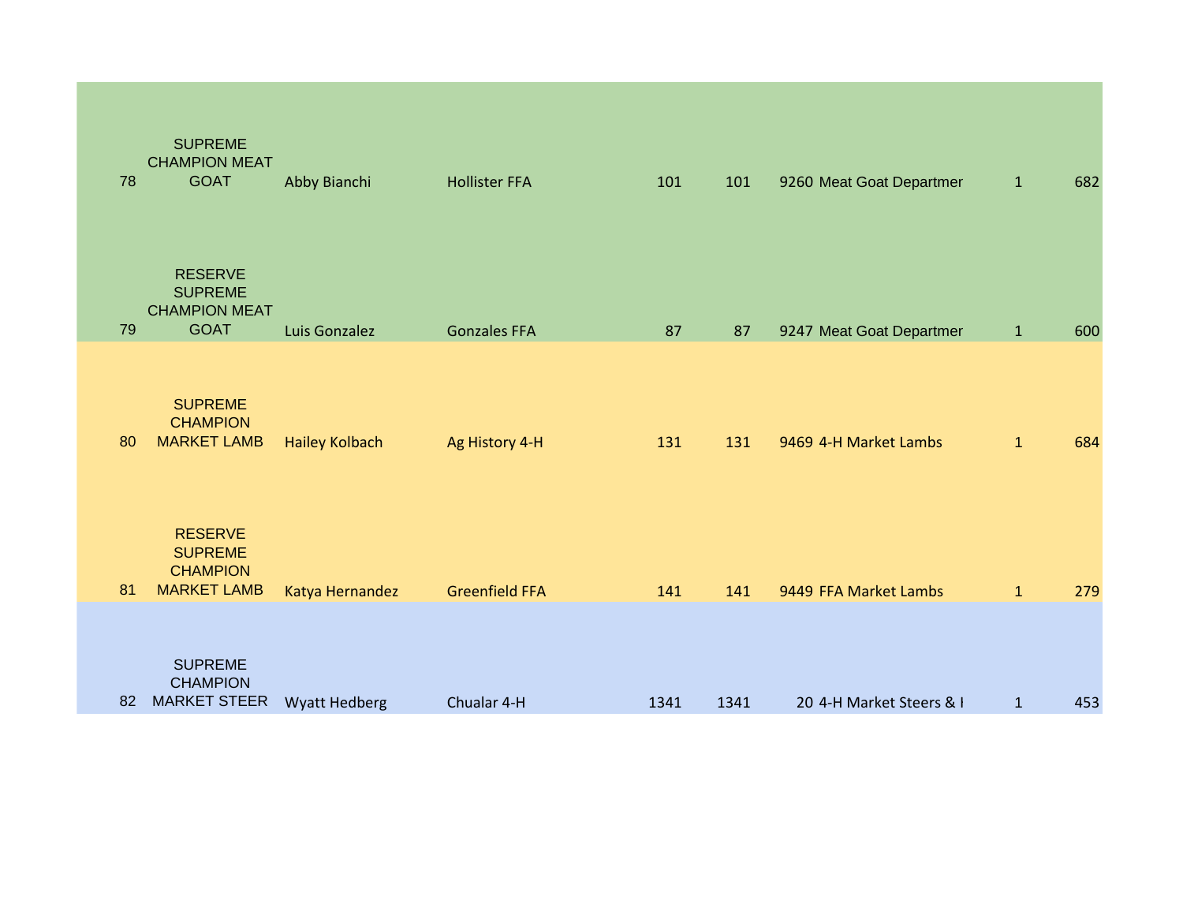| | | | | | | | | | |
|---|---|---|---|---|---|---|---|---|---|
| 78 | SUPREME CHAMPION MEAT GOAT | Abby Bianchi | Hollister FFA | 101 | 101 | 9260 | Meat Goat Departmer | 1 | 682 |
| 79 | RESERVE SUPREME CHAMPION MEAT GOAT | Luis Gonzalez | Gonzales FFA | 87 | 87 | 9247 | Meat Goat Departmer | 1 | 600 |
| 80 | SUPREME CHAMPION MARKET LAMB | Hailey Kolbach | Ag History 4-H | 131 | 131 | 9469 | 4-H Market Lambs | 1 | 684 |
| 81 | RESERVE SUPREME CHAMPION MARKET LAMB | Katya Hernandez | Greenfield FFA | 141 | 141 | 9449 | FFA Market Lambs | 1 | 279 |
| 82 | SUPREME CHAMPION MARKET STEER | Wyatt Hedberg | Chualar 4-H | 1341 | 1341 | 20 | 4-H Market Steers & I | 1 | 453 |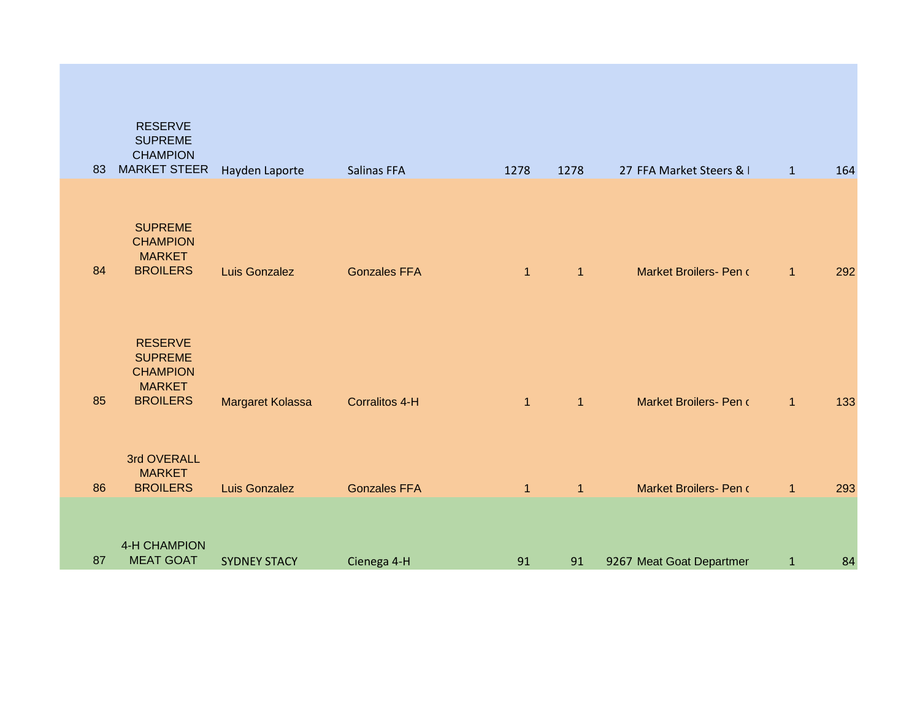| | | | | | | | | | |
|---|---|---|---|---|---|---|---|---|---|
| 83 | RESERVE SUPREME CHAMPION MARKET STEER | Hayden Laporte | Salinas FFA | 1278 | 1278 | 27 | FFA Market Steers & I | 1 | 164 |
| 84 | SUPREME CHAMPION MARKET BROILERS | Luis Gonzalez | Gonzales FFA | 1 | 1 | | Market Broilers- Pen ( | 1 | 292 |
| 85 | RESERVE SUPREME CHAMPION MARKET BROILERS | Margaret Kolassa | Corralitos 4-H | 1 | 1 | | Market Broilers- Pen ( | 1 | 133 |
| 86 | 3rd OVERALL MARKET BROILERS | Luis Gonzalez | Gonzales FFA | 1 | 1 | | Market Broilers- Pen ( | 1 | 293 |
| 87 | 4-H CHAMPION MEAT GOAT | SYDNEY STACY | Cienega 4-H | 91 | 91 | 9267 | Meat Goat Departmer | 1 | 84 |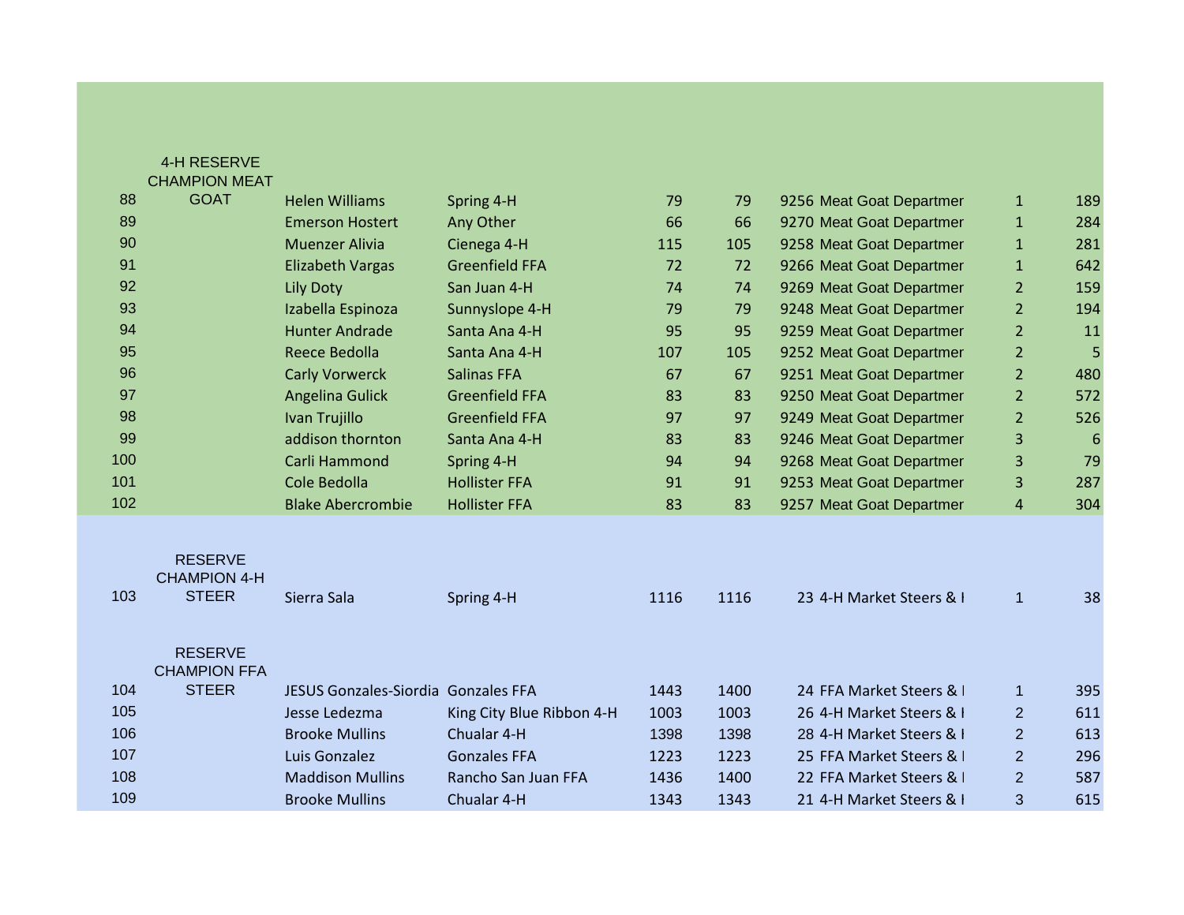| | | | | | | | | | |
|---|---|---|---|---|---|---|---|---|---|
| 88 | 4-H RESERVE CHAMPION MEAT GOAT | Helen Williams | Spring 4-H | 79 | 79 | 9256 | Meat Goat Departmer | 1 | 189 |
| 89 | | Emerson Hostert | Any Other | 66 | 66 | 9270 | Meat Goat Departmer | 1 | 284 |
| 90 | | Muenzer Alivia | Cienega 4-H | 115 | 105 | 9258 | Meat Goat Departmer | 1 | 281 |
| 91 | | Elizabeth Vargas | Greenfield FFA | 72 | 72 | 9266 | Meat Goat Departmer | 1 | 642 |
| 92 | | Lily Doty | San Juan 4-H | 74 | 74 | 9269 | Meat Goat Departmer | 2 | 159 |
| 93 | | Izabella Espinoza | Sunnyslope 4-H | 79 | 79 | 9248 | Meat Goat Departmer | 2 | 194 |
| 94 | | Hunter Andrade | Santa Ana 4-H | 95 | 95 | 9259 | Meat Goat Departmer | 2 | 11 |
| 95 | | Reece Bedolla | Santa Ana 4-H | 107 | 105 | 9252 | Meat Goat Departmer | 2 | 5 |
| 96 | | Carly Vorwerck | Salinas FFA | 67 | 67 | 9251 | Meat Goat Departmer | 2 | 480 |
| 97 | | Angelina Gulick | Greenfield FFA | 83 | 83 | 9250 | Meat Goat Departmer | 2 | 572 |
| 98 | | Ivan Trujillo | Greenfield FFA | 97 | 97 | 9249 | Meat Goat Departmer | 2 | 526 |
| 99 | | addison thornton | Santa Ana 4-H | 83 | 83 | 9246 | Meat Goat Departmer | 3 | 6 |
| 100 | | Carli Hammond | Spring 4-H | 94 | 94 | 9268 | Meat Goat Departmer | 3 | 79 |
| 101 | | Cole Bedolla | Hollister FFA | 91 | 91 | 9253 | Meat Goat Departmer | 3 | 287 |
| 102 | | Blake Abercrombie | Hollister FFA | 83 | 83 | 9257 | Meat Goat Departmer | 4 | 304 |
| 103 | RESERVE CHAMPION 4-H STEER | Sierra Sala | Spring 4-H | 1116 | 1116 | 23 | 4-H Market Steers & I | 1 | 38 |
| 104 | RESERVE CHAMPION FFA STEER | JESUS Gonzales-Siordia | Gonzales FFA | 1443 | 1400 | 24 | FFA Market Steers & I | 1 | 395 |
| 105 | | Jesse Ledezma | King City Blue Ribbon 4-H | 1003 | 1003 | 26 | 4-H Market Steers & I | 2 | 611 |
| 106 | | Brooke Mullins | Chualar 4-H | 1398 | 1398 | 28 | 4-H Market Steers & I | 2 | 613 |
| 107 | | Luis Gonzalez | Gonzales FFA | 1223 | 1223 | 25 | FFA Market Steers & I | 2 | 296 |
| 108 | | Maddison Mullins | Rancho San Juan FFA | 1436 | 1400 | 22 | FFA Market Steers & I | 2 | 587 |
| 109 | | Brooke Mullins | Chualar 4-H | 1343 | 1343 | 21 | 4-H Market Steers & I | 3 | 615 |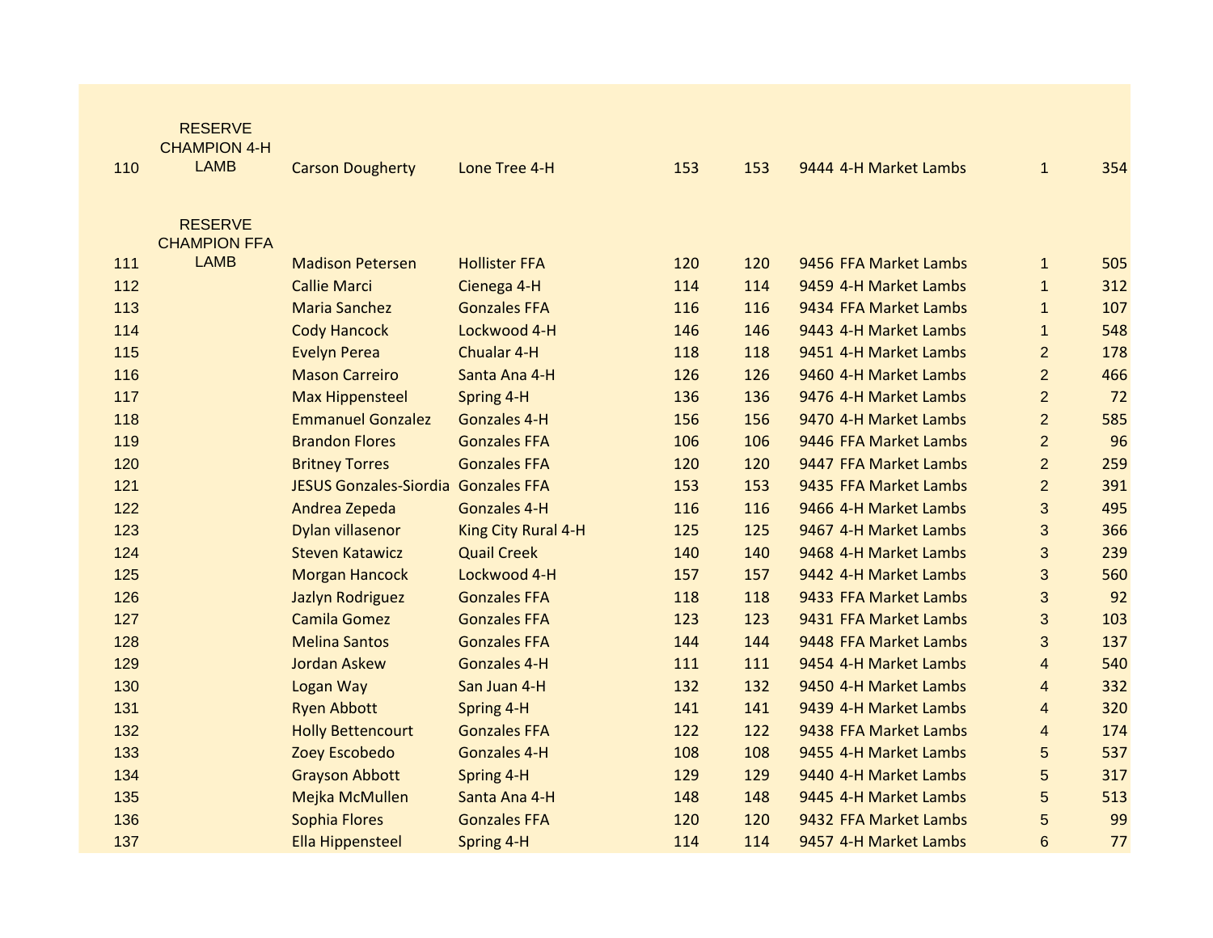| | | | | | | | | | |
|---|---|---|---|---|---|---|---|---|---|
| 110 | RESERVE CHAMPION 4-H LAMB | Carson Dougherty | Lone Tree 4-H | 153 | 153 | 9444 | 4-H Market Lambs | 1 | 354 |
| 111 | RESERVE CHAMPION FFA LAMB | Madison Petersen | Hollister FFA | 120 | 120 | 9456 | FFA Market Lambs | 1 | 505 |
| 112 | | Callie Marci | Cienega 4-H | 114 | 114 | 9459 | 4-H Market Lambs | 1 | 312 |
| 113 | | Maria Sanchez | Gonzales FFA | 116 | 116 | 9434 | FFA Market Lambs | 1 | 107 |
| 114 | | Cody Hancock | Lockwood 4-H | 146 | 146 | 9443 | 4-H Market Lambs | 1 | 548 |
| 115 | | Evelyn Perea | Chualar 4-H | 118 | 118 | 9451 | 4-H Market Lambs | 2 | 178 |
| 116 | | Mason Carreiro | Santa Ana 4-H | 126 | 126 | 9460 | 4-H Market Lambs | 2 | 466 |
| 117 | | Max Hippensteel | Spring 4-H | 136 | 136 | 9476 | 4-H Market Lambs | 2 | 72 |
| 118 | | Emmanuel Gonzalez | Gonzales 4-H | 156 | 156 | 9470 | 4-H Market Lambs | 2 | 585 |
| 119 | | Brandon Flores | Gonzales FFA | 106 | 106 | 9446 | FFA Market Lambs | 2 | 96 |
| 120 | | Britney Torres | Gonzales FFA | 120 | 120 | 9447 | FFA Market Lambs | 2 | 259 |
| 121 | | JESUS Gonzales-Siordia | Gonzales FFA | 153 | 153 | 9435 | FFA Market Lambs | 2 | 391 |
| 122 | | Andrea Zepeda | Gonzales 4-H | 116 | 116 | 9466 | 4-H Market Lambs | 3 | 495 |
| 123 | | Dylan villasenor | King City Rural 4-H | 125 | 125 | 9467 | 4-H Market Lambs | 3 | 366 |
| 124 | | Steven Katawicz | Quail Creek | 140 | 140 | 9468 | 4-H Market Lambs | 3 | 239 |
| 125 | | Morgan Hancock | Lockwood 4-H | 157 | 157 | 9442 | 4-H Market Lambs | 3 | 560 |
| 126 | | Jazlyn Rodriguez | Gonzales FFA | 118 | 118 | 9433 | FFA Market Lambs | 3 | 92 |
| 127 | | Camila Gomez | Gonzales FFA | 123 | 123 | 9431 | FFA Market Lambs | 3 | 103 |
| 128 | | Melina Santos | Gonzales FFA | 144 | 144 | 9448 | FFA Market Lambs | 3 | 137 |
| 129 | | Jordan Askew | Gonzales 4-H | 111 | 111 | 9454 | 4-H Market Lambs | 4 | 540 |
| 130 | | Logan Way | San Juan 4-H | 132 | 132 | 9450 | 4-H Market Lambs | 4 | 332 |
| 131 | | Ryen Abbott | Spring 4-H | 141 | 141 | 9439 | 4-H Market Lambs | 4 | 320 |
| 132 | | Holly Bettencourt | Gonzales FFA | 122 | 122 | 9438 | FFA Market Lambs | 4 | 174 |
| 133 | | Zoey Escobedo | Gonzales 4-H | 108 | 108 | 9455 | 4-H Market Lambs | 5 | 537 |
| 134 | | Grayson Abbott | Spring 4-H | 129 | 129 | 9440 | 4-H Market Lambs | 5 | 317 |
| 135 | | Mejka McMullen | Santa Ana 4-H | 148 | 148 | 9445 | 4-H Market Lambs | 5 | 513 |
| 136 | | Sophia Flores | Gonzales FFA | 120 | 120 | 9432 | FFA Market Lambs | 5 | 99 |
| 137 | | Ella Hippensteel | Spring 4-H | 114 | 114 | 9457 | 4-H Market Lambs | 6 | 77 |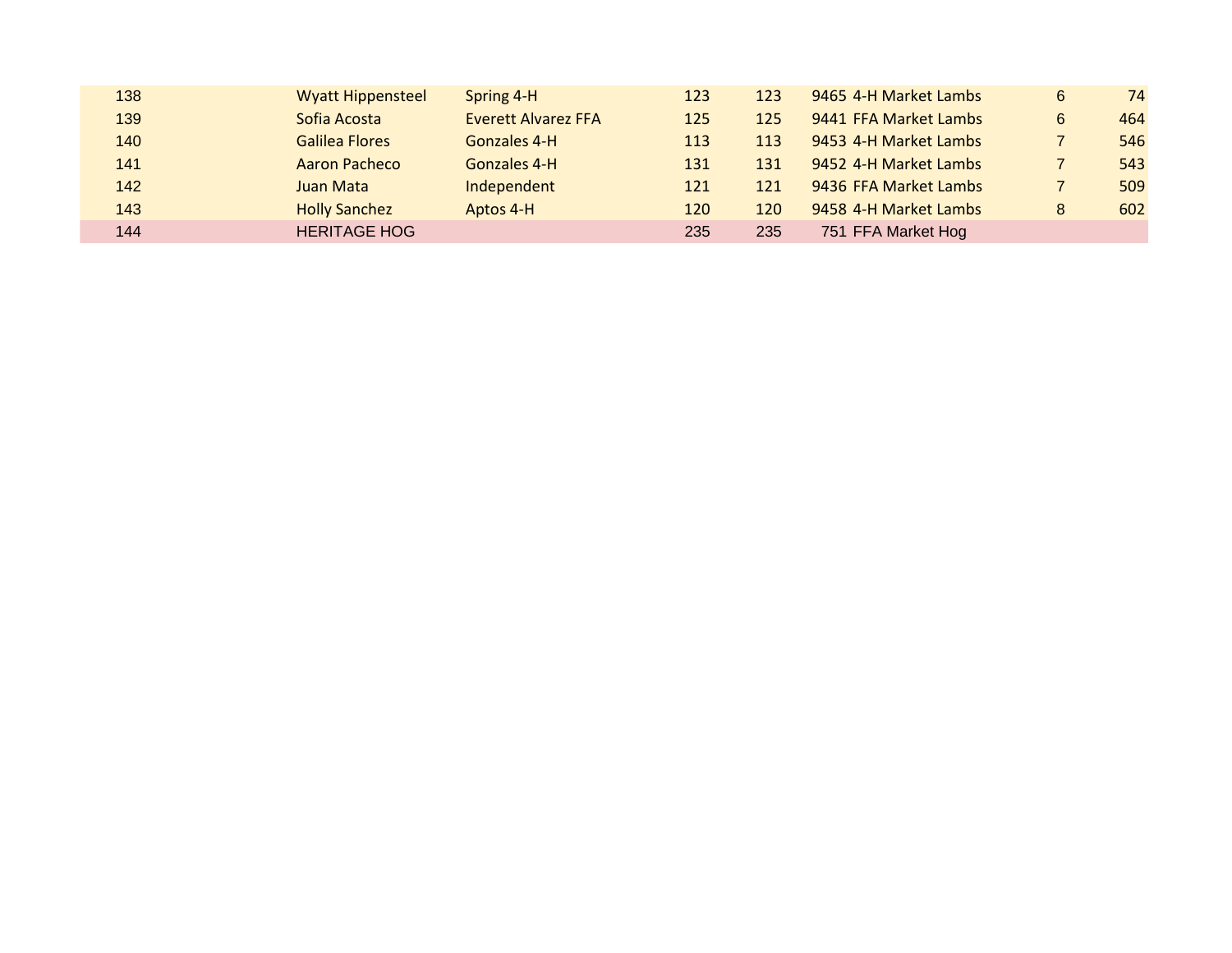| | | | | | | | | |
|---|---|---|---|---|---|---|---|---|
| 138 | Wyatt Hippensteel | Spring 4-H | 123 | 123 | 9465 | 4-H Market Lambs | 6 | 74 |
| 139 | Sofia Acosta | Everett Alvarez FFA | 125 | 125 | 9441 | FFA Market Lambs | 6 | 464 |
| 140 | Galilea Flores | Gonzales 4-H | 113 | 113 | 9453 | 4-H Market Lambs | 7 | 546 |
| 141 | Aaron Pacheco | Gonzales 4-H | 131 | 131 | 9452 | 4-H Market Lambs | 7 | 543 |
| 142 | Juan Mata | Independent | 121 | 121 | 9436 | FFA Market Lambs | 7 | 509 |
| 143 | Holly Sanchez | Aptos 4-H | 120 | 120 | 9458 | 4-H Market Lambs | 8 | 602 |
| 144 | HERITAGE HOG | | 235 | 235 | 751 | FFA Market Hog | | |